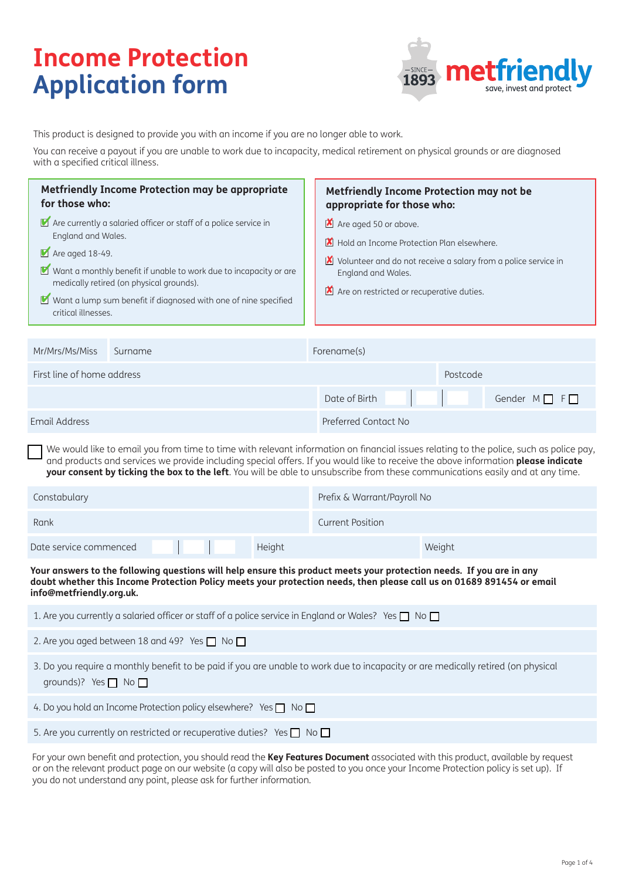# Income Protection Application form

metfriendly — SINCE 1893 — save, invest and protect

This product is designed to provide you with an income if you are no longer able to work.

You can receive a payout if you are unable to work due to incapacity, medical retirement on physical grounds or are diagnosed with a specified critical illness.

### Metfriendly Income Protection may be appropriate for those who:

- ✔ Are currently a salaried officer or staff of a police service in England and Wales.
- ✔ Are aged 18-49.
- ✔ Want a monthly benefit if unable to work due to incapacity or are medically retired (on physical grounds).
- ✔ Want a lump sum benefit if diagnosed with one of nine specified critical illnesses.

### Metfriendly Income Protection may not be appropriate for those who:

- ✘ Are aged 50 or above.
- ✘ Hold an Income Protection Plan elsewhere.
- ✘ Volunteer and do not receive a salary from a police service in England and Wales.
- ✘ Are on restricted or recuperative duties.

| Mr/Mrs/Ms/Miss | Surname | Forename(s) | |
|---|---|---|---|
| First line of home address | | | Postcode |
| | | Date of Birth | Gender M ☐ F ☐ |
| Email Address | | Preferred Contact No | |

☐ We would like to email you from time to time with relevant information on financial issues relating to the police, such as police pay, and products and services we provide including special offers. If you would like to receive the above information **please indicate your consent by ticking the box to the left**. You will be able to unsubscribe from these communications easily and at any time.

| Constabulary | | Prefix & Warrant/Payroll No |
|---|---|---|
| Rank | | Current Position |
| Date service commenced | Height | Weight |

**Your answers to the following questions will help ensure this product meets your protection needs. If you are in any doubt whether this Income Protection Policy meets your protection needs, then please call us on 01689 891454 or email info@metfriendly.org.uk.**

1. Are you currently a salaried officer or staff of a police service in England or Wales? Yes ☐ No ☐
2. Are you aged between 18 and 49? Yes ☐ No ☐
3. Do you require a monthly benefit to be paid if you are unable to work due to incapacity or are medically retired (on physical grounds)? Yes ☐ No ☐
4. Do you hold an Income Protection policy elsewhere? Yes ☐ No ☐
5. Are you currently on restricted or recuperative duties? Yes ☐ No ☐

For your own benefit and protection, you should read the **Key Features Document** associated with this product, available by request or on the relevant product page on our website (a copy will also be posted to you once your Income Protection policy is set up). If you do not understand any point, please ask for further information.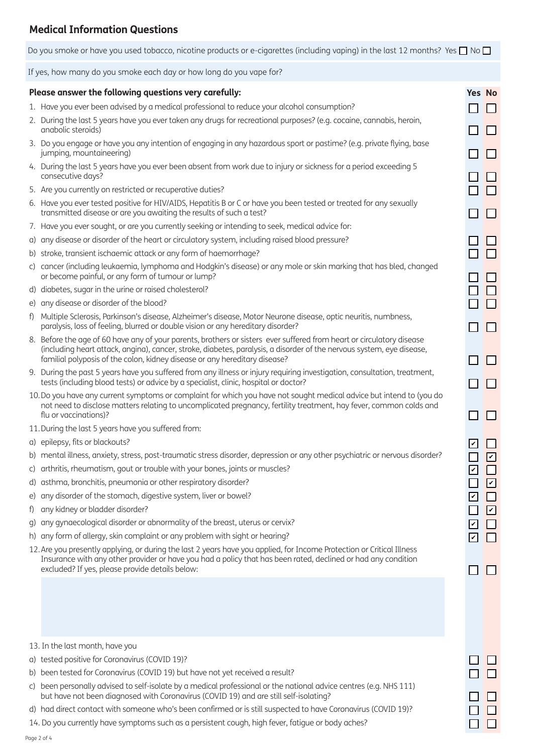## Medical Information Questions

Do you smoke or have you used tobacco, nicotine products or e-cigarettes (including vaping) in the last 12 months? Yes ☐ No ☐

If yes, how many do you smoke each day or how long do you vape for?

**Please answer the following questions very carefully:**

| Question | Yes | No |
|---|---|---|
| 1. Have you ever been advised by a medical professional to reduce your alcohol consumption? | ☐ | ☐ |
| 2. During the last 5 years have you ever taken any drugs for recreational purposes? (e.g. cocaine, cannabis, heroin, anabolic steroids) | ☐ | ☐ |
| 3. Do you engage or have you any intention of engaging in any hazardous sport or pastime? (e.g. private flying, base jumping, mountaineering) | ☐ | ☐ |
| 4. During the last 5 years have you ever been absent from work due to injury or sickness for a period exceeding 5 consecutive days? | ☐ | ☐ |
| 5. Are you currently on restricted or recuperative duties? | ☐ | ☐ |
| 6. Have you ever tested positive for HIV/AIDS, Hepatitis B or C or have you been tested or treated for any sexually transmitted disease or are you awaiting the results of such a test? | ☐ | ☐ |
| 7. Have you ever sought, or are you currently seeking or intending to seek, medical advice for: | | |
| a) any disease or disorder of the heart or circulatory system, including raised blood pressure? | ☐ | ☐ |
| b) stroke, transient ischaemic attack or any form of haemorrhage? | ☐ | ☐ |
| c) cancer (including leukaemia, lymphoma and Hodgkin's disease) or any mole or skin marking that has bled, changed or become painful, or any form of tumour or lump? | ☐ | ☐ |
| d) diabetes, sugar in the urine or raised cholesterol? | ☐ | ☐ |
| e) any disease or disorder of the blood? | ☐ | ☐ |
| f) Multiple Sclerosis, Parkinson's disease, Alzheimer's disease, Motor Neurone disease, optic neuritis, numbness, paralysis, loss of feeling, blurred or double vision or any hereditary disorder? | ☐ | ☐ |
| 8. Before the age of 60 have any of your parents, brothers or sisters ever suffered from heart or circulatory disease (including heart attack, angina), cancer, stroke, diabetes, paralysis, a disorder of the nervous system, eye disease, familial polyposis of the colon, kidney disease or any hereditary disease? | ☐ | ☐ |
| 9. During the past 5 years have you suffered from any illness or injury requiring investigation, consultation, treatment, tests (including blood tests) or advice by a specialist, clinic, hospital or doctor? | ☐ | ☐ |
| 10. Do you have any current symptoms or complaint for which you have not sought medical advice but intend to (you do not need to disclose matters relating to uncomplicated pregnancy, fertility treatment, hay fever, common colds and flu or vaccinations)? | ☐ | ☐ |
| 11. During the last 5 years have you suffered from: | | |
| a) epilepsy, fits or blackouts? | ☑ | ☐ |
| b) mental illness, anxiety, stress, post-traumatic stress disorder, depression or any other psychiatric or nervous disorder? | ☐ | ☑ |
| c) arthritis, rheumatism, gout or trouble with your bones, joints or muscles? | ☑ | ☐ |
| d) asthma, bronchitis, pneumonia or other respiratory disorder? | ☐ | ☑ |
| e) any disorder of the stomach, digestive system, liver or bowel? | ☑ | ☐ |
| f) any kidney or bladder disorder? | ☐ | ☑ |
| g) any gynaecological disorder or abnormality of the breast, uterus or cervix? | ☑ | ☐ |
| h) any form of allergy, skin complaint or any problem with sight or hearing? | ☑ | ☐ |
| 12. Are you presently applying, or during the last 2 years have you applied, for Income Protection or Critical Illness Insurance with any other provider or have you had a policy that has been rated, declined or had any condition excluded? If yes, please provide details below: | ☐ | ☐ |
| 13. In the last month, have you | | |
| a) tested positive for Coronavirus (COVID 19)? | ☐ | ☐ |
| b) been tested for Coronavirus (COVID 19) but have not yet received a result? | ☐ | ☐ |
| c) been personally advised to self-isolate by a medical professional or the national advice centres (e.g. NHS 111) but have not been diagnosed with Coronavirus (COVID 19) and are still self-isolating? | ☐ | ☐ |
| d) had direct contact with someone who's been confirmed or is still suspected to have Coronavirus (COVID 19)? | ☐ | ☐ |
| 14. Do you currently have symptoms such as a persistent cough, high fever, fatigue or body aches? | ☐ | ☐ |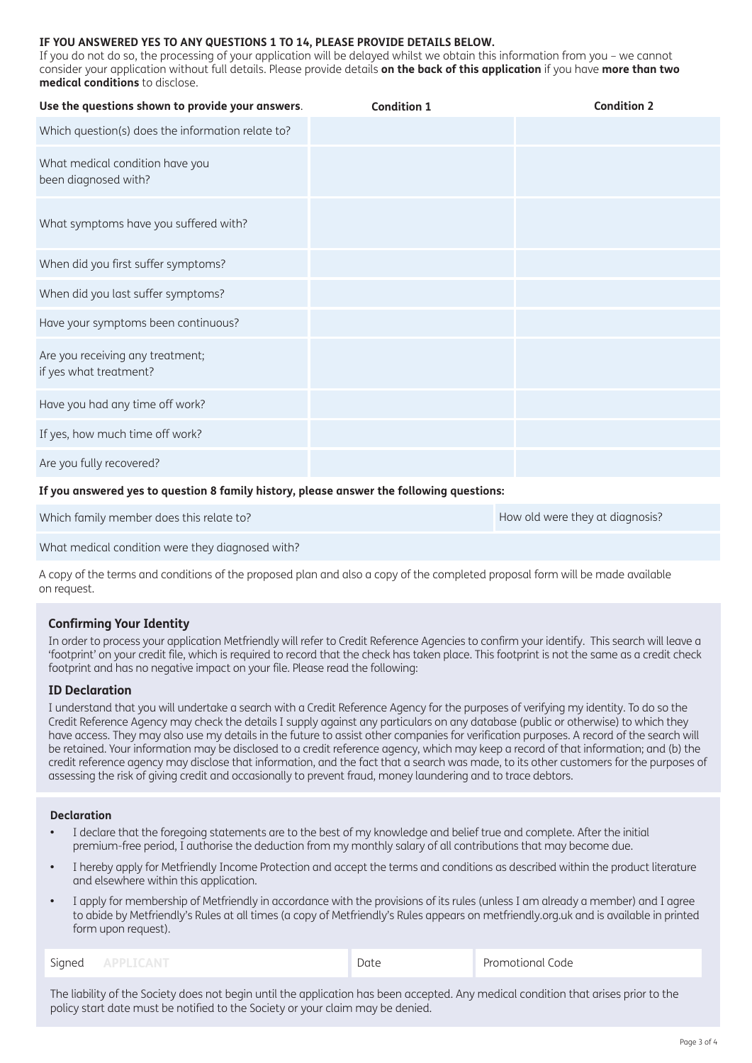**IF YOU ANSWERED YES TO ANY QUESTIONS 1 TO 14, PLEASE PROVIDE DETAILS BELOW.**
If you do not do so, the processing of your application will be delayed whilst we obtain this information from you – we cannot consider your application without full details. Please provide details **on the back of this application** if you have **more than two medical conditions** to disclose.

| **Use the questions shown to provide your answers**. | **Condition 1** | **Condition 2** |
| --- | --- | --- |
| Which question(s) does the information relate to? | | |
| What medical condition have you been diagnosed with? | | |
| What symptoms have you suffered with? | | |
| When did you first suffer symptoms? | | |
| When did you last suffer symptoms? | | |
| Have your symptoms been continuous? | | |
| Are you receiving any treatment; if yes what treatment? | | |
| Have you had any time off work? | | |
| If yes, how much time off work? | | |
| Are you fully recovered? | | |

**If you answered yes to question 8 family history, please answer the following questions:**

| Which family member does this relate to? | How old were they at diagnosis? |
| --- | --- |
| What medical condition were they diagnosed with? | |

A copy of the terms and conditions of the proposed plan and also a copy of the completed proposal form will be made available on request.

### Confirming Your Identity

In order to process your application Metfriendly will refer to Credit Reference Agencies to confirm your identify. This search will leave a 'footprint' on your credit file, which is required to record that the check has taken place. This footprint is not the same as a credit check footprint and has no negative impact on your file. Please read the following:

### ID Declaration

I understand that you will undertake a search with a Credit Reference Agency for the purposes of verifying my identity. To do so the Credit Reference Agency may check the details I supply against any particulars on any database (public or otherwise) to which they have access. They may also use my details in the future to assist other companies for verification purposes. A record of the search will be retained. Your information may be disclosed to a credit reference agency, which may keep a record of that information; and (b) the credit reference agency may disclose that information, and the fact that a search was made, to its other customers for the purposes of assessing the risk of giving credit and occasionally to prevent fraud, money laundering and to trace debtors.

### Declaration

- I declare that the foregoing statements are to the best of my knowledge and belief true and complete. After the initial premium-free period, I authorise the deduction from my monthly salary of all contributions that may become due.
- I hereby apply for Metfriendly Income Protection and accept the terms and conditions as described within the product literature and elsewhere within this application.
- I apply for membership of Metfriendly in accordance with the provisions of its rules (unless I am already a member) and I agree to abide by Metfriendly's Rules at all times (a copy of Metfriendly's Rules appears on metfriendly.org.uk and is available in printed form upon request).

| Signed APPLICANT | Date | Promotional Code |
| --- | --- | --- |

The liability of the Society does not begin until the application has been accepted. Any medical condition that arises prior to the policy start date must be notified to the Society or your claim may be denied.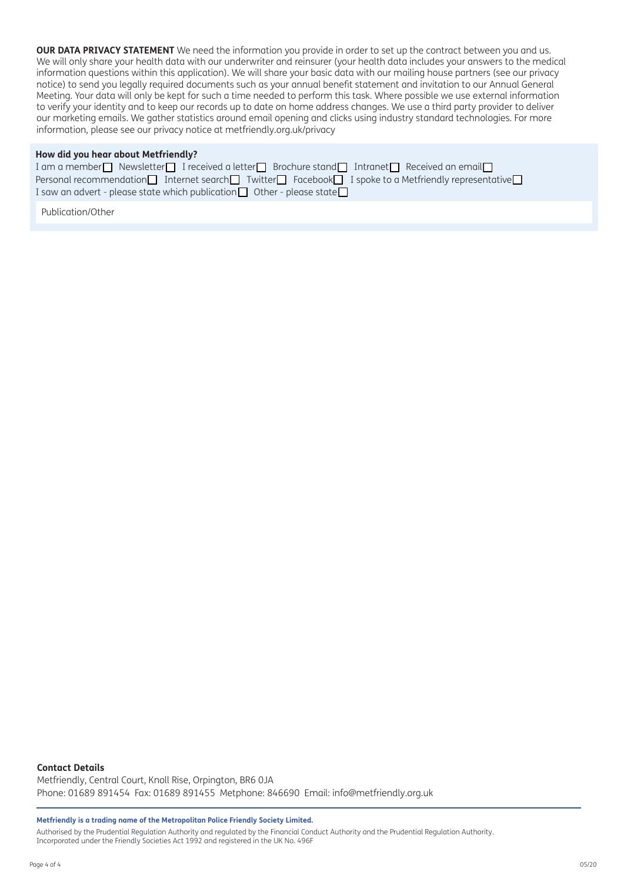**OUR DATA PRIVACY STATEMENT** We need the information you provide in order to set up the contract between you and us. We will only share your health data with our underwriter and reinsurer (your health data includes your answers to the medical information questions within this application). We will share your basic data with our mailing house partners (see our privacy notice) to send you legally required documents such as your annual benefit statement and invitation to our Annual General Meeting. Your data will only be kept for such a time needed to perform this task. Where possible we use external information to verify your identity and to keep our records up to date on home address changes. We use a third party provider to deliver our marketing emails. We gather statistics around email opening and clicks using industry standard technologies. For more information, please see our privacy notice at metfriendly.org.uk/privacy

**How did you hear about Metfriendly?**

I am a member ☐ Newsletter ☐ I received a letter ☐ Brochure stand ☐ Intranet ☐ Received an email ☐
Personal recommendation ☐ Internet search ☐ Twitter ☐ Facebook ☐ I spoke to a Metfriendly representative ☐
I saw an advert - please state which publication ☐ Other - please state ☐

Publication/Other

**Contact Details**

Metfriendly, Central Court, Knoll Rise, Orpington, BR6 0JA
Phone: 01689 891454 Fax: 01689 891455 Metphone: 846690 Email: info@metfriendly.org.uk

**Metfriendly is a trading name of the Metropolitan Police Friendly Society Limited.**

Authorised by the Prudential Regulation Authority and regulated by the Financial Conduct Authority and the Prudential Regulation Authority. Incorporated under the Friendly Societies Act 1992 and registered in the UK No. 496F

05/20